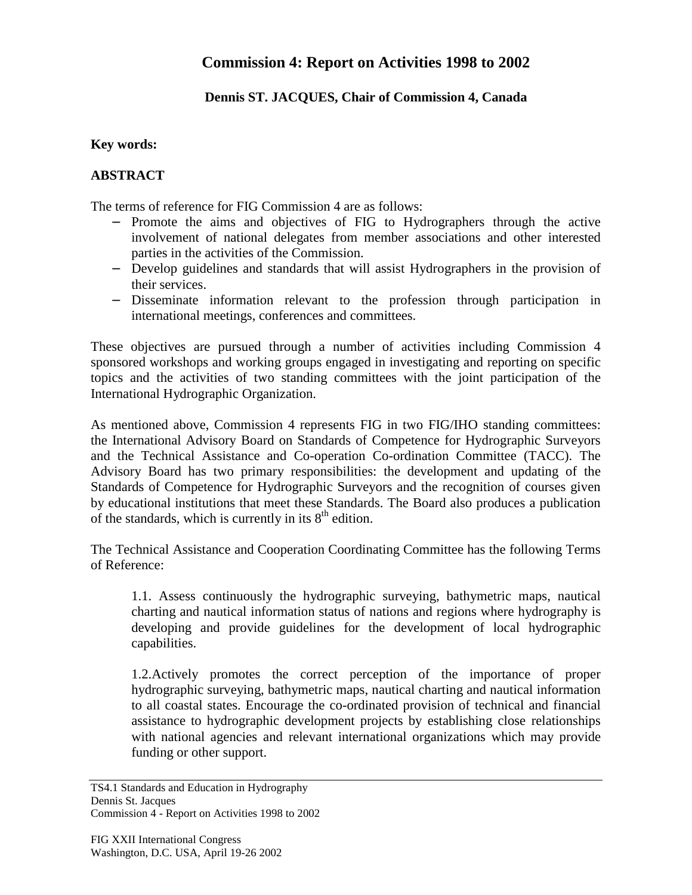# Commission 4: Report on Activities 1998 to 2002

**Dennis ST. JACQUES, Chair of Commission 4, Canada**

**Key words:**

## ABSTRACT

The terms of reference for FIG Commission 4 are as follows:

- Promote the aims and objectives of FIG to Hydrographers through the active involvement of national delegates from member associations and other interested parties in the activities of the Commission.
- Develop guidelines and standards that will assist Hydrographers in the provision of their services.
- Disseminate information relevant to the profession through participation in international meetings, conferences and committees.

These objectives are pursued through a number of activities including Commission 4 sponsored workshops and working groups engaged in investigating and reporting on specific topics and the activities of two standing committees with the joint participation of the International Hydrographic Organization.

As mentioned above, Commission 4 represents FIG in two FIG/IHO standing committees: the International Advisory Board on Standards of Competence for Hydrographic Surveyors and the Technical Assistance and Co-operation Co-ordination Committee (TACC). The Advisory Board has two primary responsibilities: the development and updating of the Standards of Competence for Hydrographic Surveyors and the recognition of courses given by educational institutions that meet these Standards. The Board also produces a publication of the standards, which is currently in its 8th edition.

The Technical Assistance and Cooperation Coordinating Committee has the following Terms of Reference:

> 1.1. Assess continuously the hydrographic surveying, bathymetric maps, nautical charting and nautical information status of nations and regions where hydrography is developing and provide guidelines for the development of local hydrographic capabilities.
>
> 1.2.Actively promotes the correct perception of the importance of proper hydrographic surveying, bathymetric maps, nautical charting and nautical information to all coastal states. Encourage the co-ordinated provision of technical and financial assistance to hydrographic development projects by establishing close relationships with national agencies and relevant international organizations which may provide funding or other support.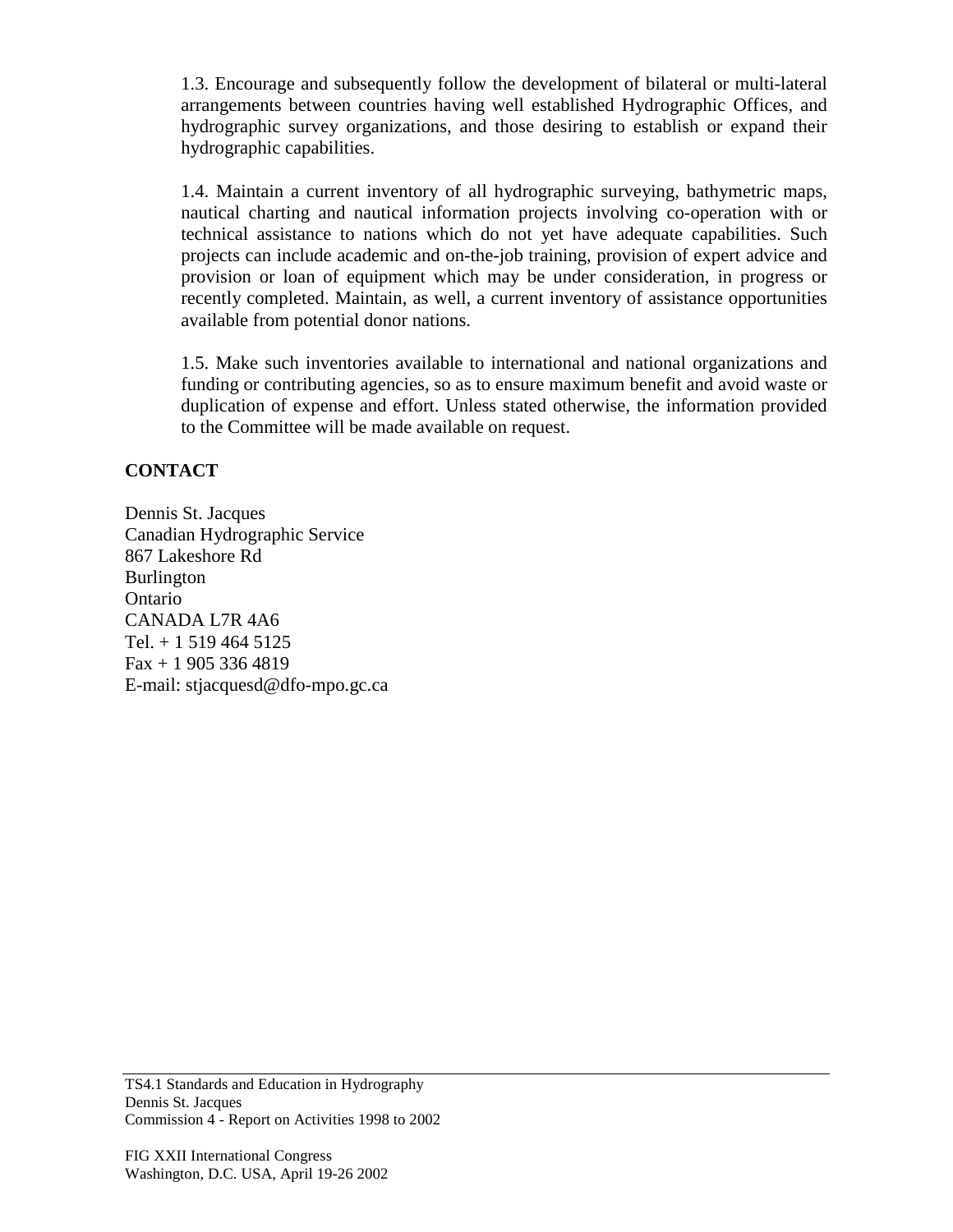1.3. Encourage and subsequently follow the development of bilateral or multi-lateral arrangements between countries having well established Hydrographic Offices, and hydrographic survey organizations, and those desiring to establish or expand their hydrographic capabilities.

1.4. Maintain a current inventory of all hydrographic surveying, bathymetric maps, nautical charting and nautical information projects involving co-operation with or technical assistance to nations which do not yet have adequate capabilities. Such projects can include academic and on-the-job training, provision of expert advice and provision or loan of equipment which may be under consideration, in progress or recently completed. Maintain, as well, a current inventory of assistance opportunities available from potential donor nations.

1.5. Make such inventories available to international and national organizations and funding or contributing agencies, so as to ensure maximum benefit and avoid waste or duplication of expense and effort. Unless stated otherwise, the information provided to the Committee will be made available on request.

**CONTACT**

Dennis St. Jacques
Canadian Hydrographic Service
867 Lakeshore Rd
Burlington
Ontario
CANADA L7R 4A6
Tel. + 1 519 464 5125
Fax + 1 905 336 4819
E-mail: stjacquesd@dfo-mpo.gc.ca